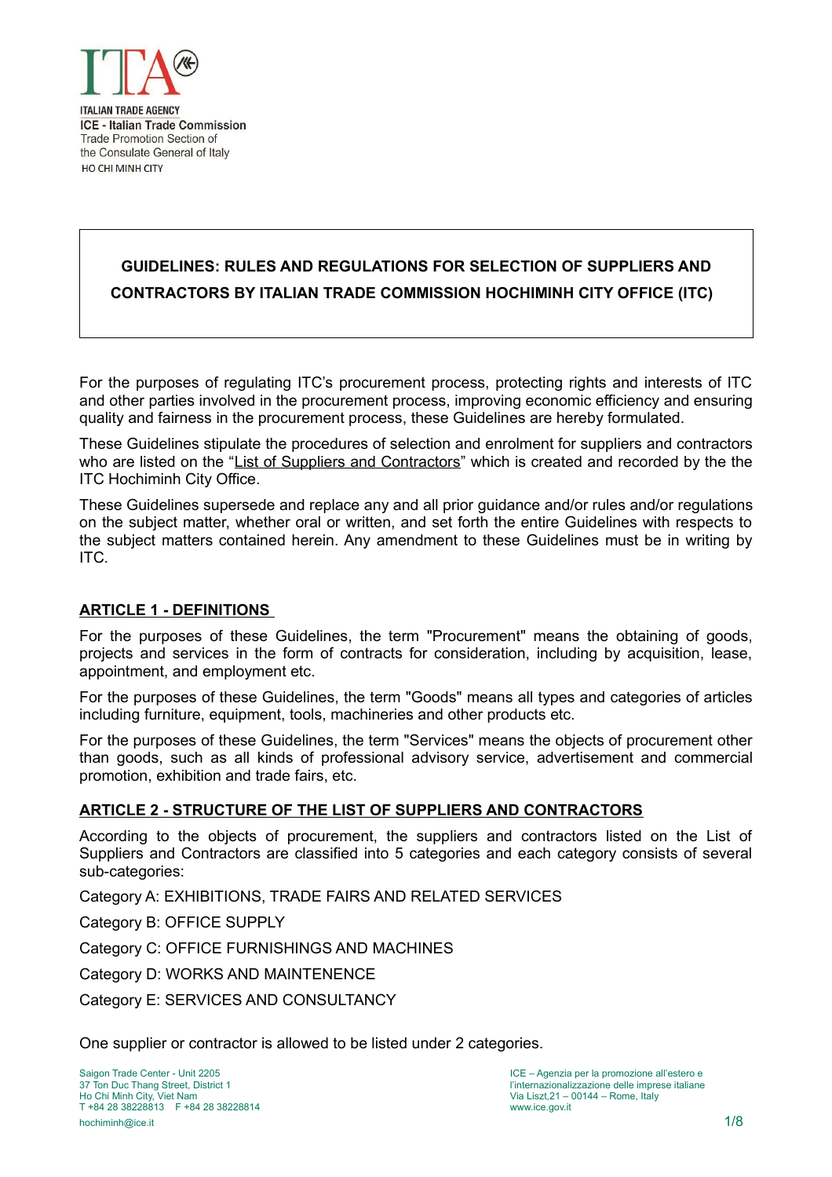ITALIAN TRADE AGENCY
ICE - Italian Trade Commission
Trade Promotion Section of
the Consulate General of Italy
HO CHI MINH CITY

# GUIDELINES: RULES AND REGULATIONS FOR SELECTION OF SUPPLIERS AND CONTRACTORS BY ITALIAN TRADE COMMISSION HOCHIMINH CITY OFFICE (ITC)

For the purposes of regulating ITC's procurement process, protecting rights and interests of ITC and other parties involved in the procurement process, improving economic efficiency and ensuring quality and fairness in the procurement process, these Guidelines are hereby formulated.

These Guidelines stipulate the procedures of selection and enrolment for suppliers and contractors who are listed on the "List of Suppliers and Contractors" which is created and recorded by the the ITC Hochiminh City Office.

These Guidelines supersede and replace any and all prior guidance and/or rules and/or regulations on the subject matter, whether oral or written, and set forth the entire Guidelines with respects to the subject matters contained herein. Any amendment to these Guidelines must be in writing by ITC.

## ARTICLE 1 - DEFINITIONS

For the purposes of these Guidelines, the term "Procurement" means the obtaining of goods, projects and services in the form of contracts for consideration, including by acquisition, lease, appointment, and employment etc.

For the purposes of these Guidelines, the term "Goods" means all types and categories of articles including furniture, equipment, tools, machineries and other products etc.

For the purposes of these Guidelines, the term "Services" means the objects of procurement other than goods, such as all kinds of professional advisory service, advertisement and commercial promotion, exhibition and trade fairs, etc.

## ARTICLE 2 - STRUCTURE OF THE LIST OF SUPPLIERS AND CONTRACTORS

According to the objects of procurement, the suppliers and contractors listed on the List of Suppliers and Contractors are classified into 5 categories and each category consists of several sub-categories:

Category A: EXHIBITIONS, TRADE FAIRS AND RELATED SERVICES

Category B: OFFICE SUPPLY

Category C: OFFICE FURNISHINGS AND MACHINES

Category D: WORKS AND MAINTENENCE

Category E: SERVICES AND CONSULTANCY

One supplier or contractor is allowed to be listed under 2 categories.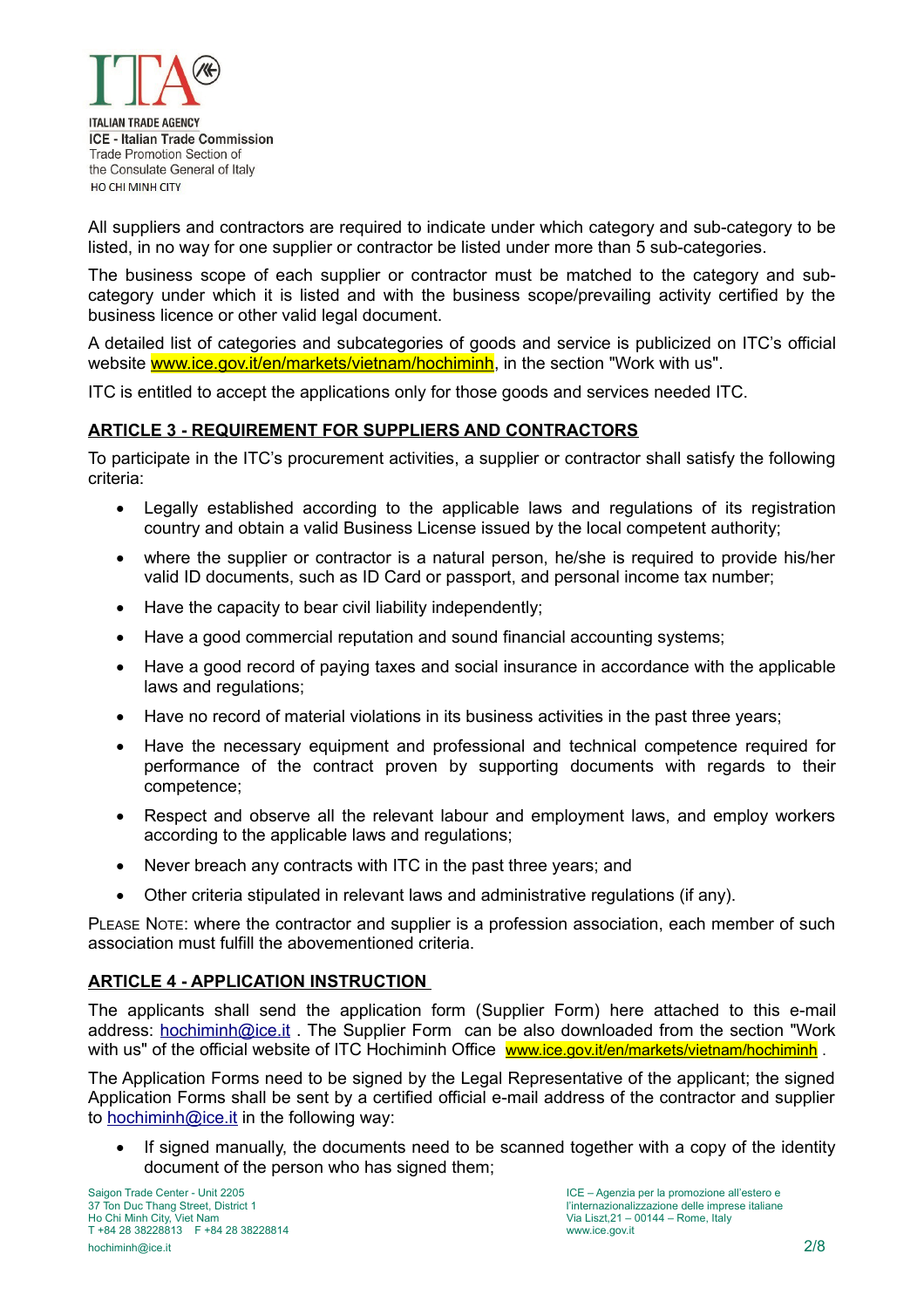All suppliers and contractors are required to indicate under which category and sub-category to be listed, in no way for one supplier or contractor be listed under more than 5 sub-categories.

The business scope of each supplier or contractor must be matched to the category and sub-category under which it is listed and with the business scope/prevailing activity certified by the business licence or other valid legal document.

A detailed list of categories and subcategories of goods and service is publicized on ITC's official website www.ice.gov.it/en/markets/vietnam/hochiminh, in the section "Work with us".

ITC is entitled to accept the applications only for those goods and services needed ITC.

## ARTICLE 3 - REQUIREMENT FOR SUPPLIERS AND CONTRACTORS

To participate in the ITC's procurement activities, a supplier or contractor shall satisfy the following criteria:

- Legally established according to the applicable laws and regulations of its registration country and obtain a valid Business License issued by the local competent authority;
- where the supplier or contractor is a natural person, he/she is required to provide his/her valid ID documents, such as ID Card or passport, and personal income tax number;
- Have the capacity to bear civil liability independently;
- Have a good commercial reputation and sound financial accounting systems;
- Have a good record of paying taxes and social insurance in accordance with the applicable laws and regulations;
- Have no record of material violations in its business activities in the past three years;
- Have the necessary equipment and professional and technical competence required for performance of the contract proven by supporting documents with regards to their competence;
- Respect and observe all the relevant labour and employment laws, and employ workers according to the applicable laws and regulations;
- Never breach any contracts with ITC in the past three years; and
- Other criteria stipulated in relevant laws and administrative regulations (if any).

PLEASE NOTE: where the contractor and supplier is a profession association, each member of such association must fulfill the abovementioned criteria.

## ARTICLE 4 - APPLICATION INSTRUCTION

The applicants shall send the application form (Supplier Form) here attached to this e-mail address: hochiminh@ice.it . The Supplier Form can be also downloaded from the section "Work with us" of the official website of ITC Hochiminh Office www.ice.gov.it/en/markets/vietnam/hochiminh .

The Application Forms need to be signed by the Legal Representative of the applicant; the signed Application Forms shall be sent by a certified official e-mail address of the contractor and supplier to hochiminh@ice.it in the following way:

- If signed manually, the documents need to be scanned together with a copy of the identity document of the person who has signed them;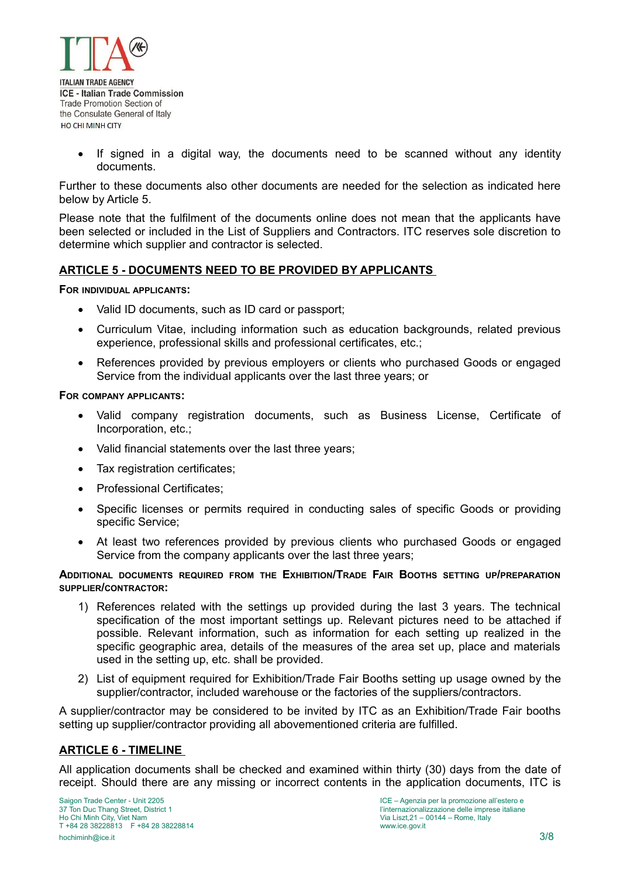- If signed in a digital way, the documents need to be scanned without any identity documents.

Further to these documents also other documents are needed for the selection as indicated here below by Article 5.

Please note that the fulfilment of the documents online does not mean that the applicants have been selected or included in the List of Suppliers and Contractors. ITC reserves sole discretion to determine which supplier and contractor is selected.

## ARTICLE 5 - DOCUMENTS NEED TO BE PROVIDED BY APPLICANTS

**FOR INDIVIDUAL APPLICANTS:**

- Valid ID documents, such as ID card or passport;
- Curriculum Vitae, including information such as education backgrounds, related previous experience, professional skills and professional certificates, etc.;
- References provided by previous employers or clients who purchased Goods or engaged Service from the individual applicants over the last three years; or

**FOR COMPANY APPLICANTS:**

- Valid company registration documents, such as Business License, Certificate of Incorporation, etc.;
- Valid financial statements over the last three years;
- Tax registration certificates;
- Professional Certificates;
- Specific licenses or permits required in conducting sales of specific Goods or providing specific Service;
- At least two references provided by previous clients who purchased Goods or engaged Service from the company applicants over the last three years;

**ADDITIONAL DOCUMENTS REQUIRED FROM THE EXHIBITION/TRADE FAIR BOOTHS SETTING UP/PREPARATION SUPPLIER/CONTRACTOR:**

1) References related with the settings up provided during the last 3 years. The technical specification of the most important settings up. Relevant pictures need to be attached if possible. Relevant information, such as information for each setting up realized in the specific geographic area, details of the measures of the area set up, place and materials used in the setting up, etc. shall be provided.
2) List of equipment required for Exhibition/Trade Fair Booths setting up usage owned by the supplier/contractor, included warehouse or the factories of the suppliers/contractors.

A supplier/contractor may be considered to be invited by ITC as an Exhibition/Trade Fair booths setting up supplier/contractor providing all abovementioned criteria are fulfilled.

## ARTICLE 6 - TIMELINE

All application documents shall be checked and examined within thirty (30) days from the date of receipt. Should there are any missing or incorrect contents in the application documents, ITC is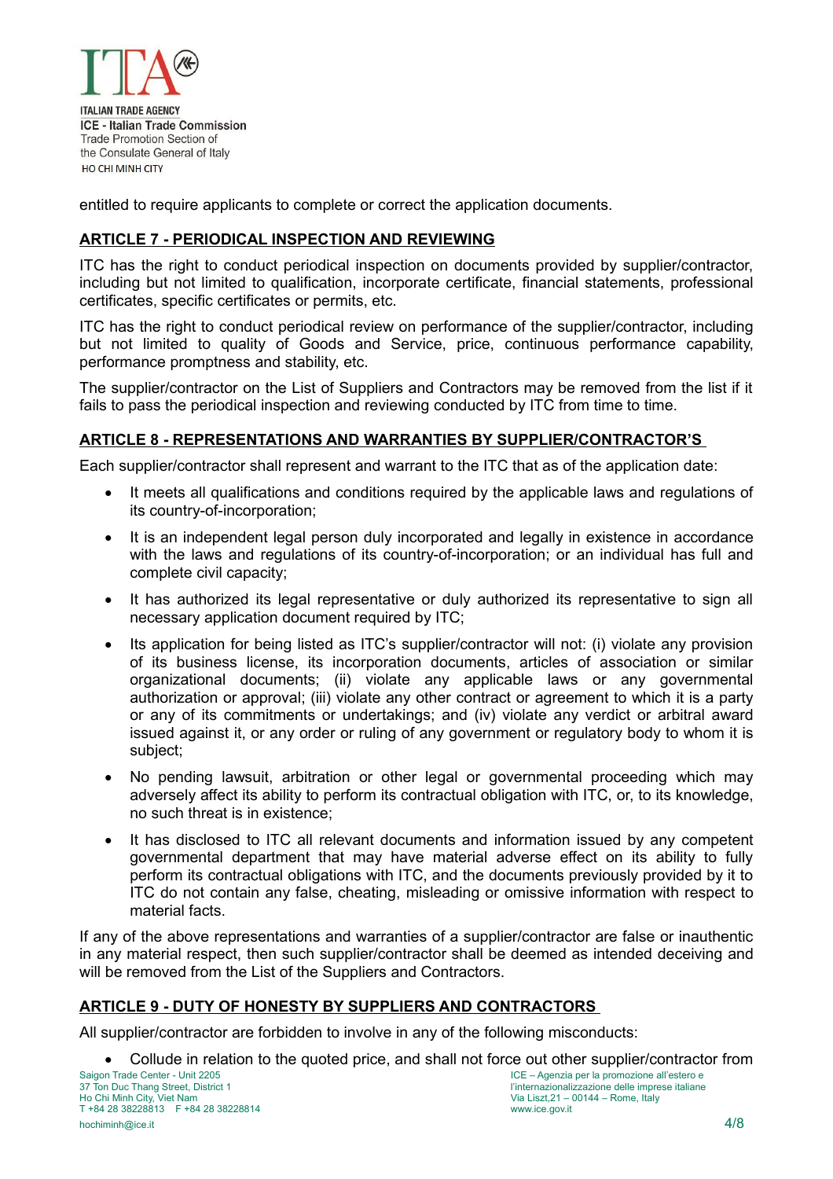entitled to require applicants to complete or correct the application documents.

## ARTICLE 7 - PERIODICAL INSPECTION AND REVIEWING

ITC has the right to conduct periodical inspection on documents provided by supplier/contractor, including but not limited to qualification, incorporate certificate, financial statements, professional certificates, specific certificates or permits, etc.

ITC has the right to conduct periodical review on performance of the supplier/contractor, including but not limited to quality of Goods and Service, price, continuous performance capability, performance promptness and stability, etc.

The supplier/contractor on the List of Suppliers and Contractors may be removed from the list if it fails to pass the periodical inspection and reviewing conducted by ITC from time to time.

## ARTICLE 8 - REPRESENTATIONS AND WARRANTIES BY SUPPLIER/CONTRACTOR'S

Each supplier/contractor shall represent and warrant to the ITC that as of the application date:

- It meets all qualifications and conditions required by the applicable laws and regulations of its country-of-incorporation;
- It is an independent legal person duly incorporated and legally in existence in accordance with the laws and regulations of its country-of-incorporation; or an individual has full and complete civil capacity;
- It has authorized its legal representative or duly authorized its representative to sign all necessary application document required by ITC;
- Its application for being listed as ITC's supplier/contractor will not: (i) violate any provision of its business license, its incorporation documents, articles of association or similar organizational documents; (ii) violate any applicable laws or any governmental authorization or approval; (iii) violate any other contract or agreement to which it is a party or any of its commitments or undertakings; and (iv) violate any verdict or arbitral award issued against it, or any order or ruling of any government or regulatory body to whom it is subject;
- No pending lawsuit, arbitration or other legal or governmental proceeding which may adversely affect its ability to perform its contractual obligation with ITC, or, to its knowledge, no such threat is in existence;
- It has disclosed to ITC all relevant documents and information issued by any competent governmental department that may have material adverse effect on its ability to fully perform its contractual obligations with ITC, and the documents previously provided by it to ITC do not contain any false, cheating, misleading or omissive information with respect to material facts.

If any of the above representations and warranties of a supplier/contractor are false or inauthentic in any material respect, then such supplier/contractor shall be deemed as intended deceiving and will be removed from the List of the Suppliers and Contractors.

## ARTICLE 9 - DUTY OF HONESTY BY SUPPLIERS AND CONTRACTORS

All supplier/contractor are forbidden to involve in any of the following misconducts:

- Collude in relation to the quoted price, and shall not force out other supplier/contractor from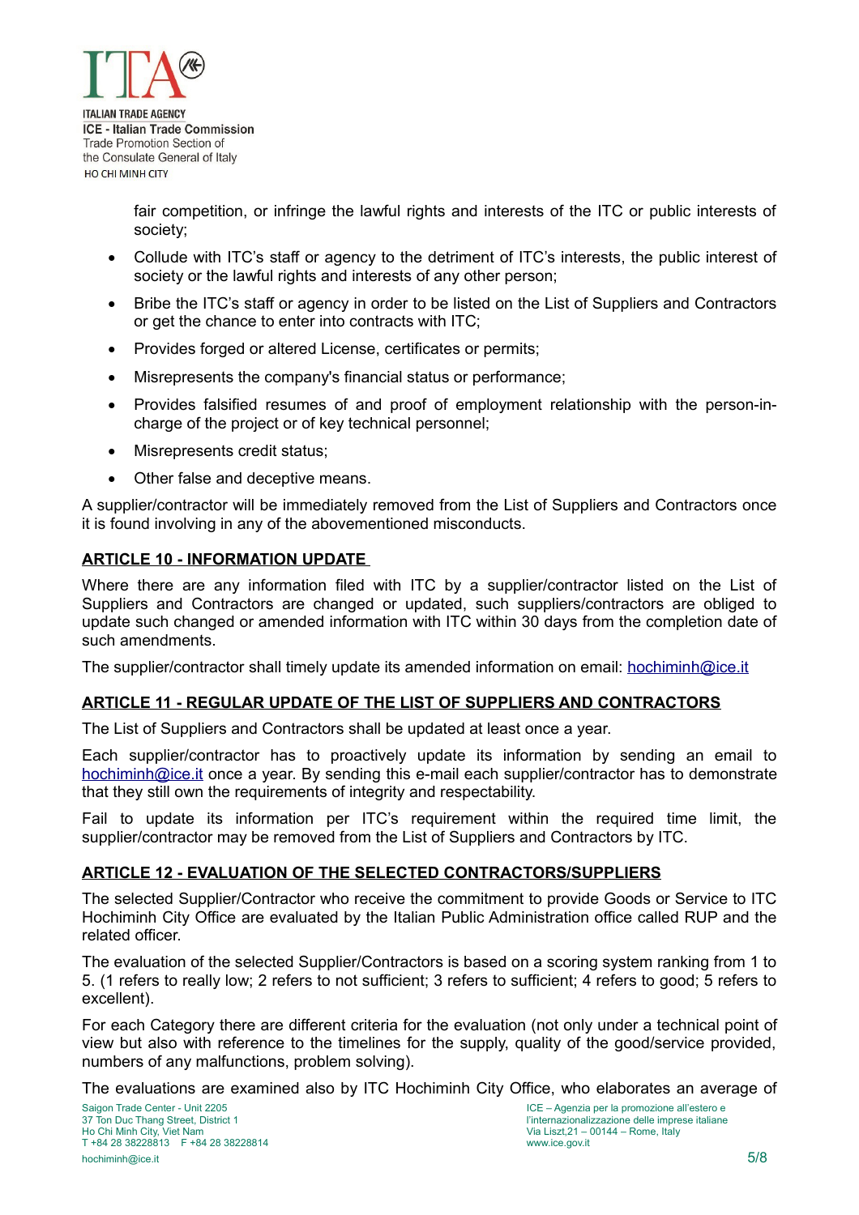fair competition, or infringe the lawful rights and interests of the ITC or public interests of society;

- Collude with ITC's staff or agency to the detriment of ITC's interests, the public interest of society or the lawful rights and interests of any other person;
- Bribe the ITC's staff or agency in order to be listed on the List of Suppliers and Contractors or get the chance to enter into contracts with ITC;
- Provides forged or altered License, certificates or permits;
- Misrepresents the company's financial status or performance;
- Provides falsified resumes of and proof of employment relationship with the person-in-charge of the project or of key technical personnel;
- Misrepresents credit status;
- Other false and deceptive means.

A supplier/contractor will be immediately removed from the List of Suppliers and Contractors once it is found involving in any of the abovementioned misconducts.

## ARTICLE 10 - INFORMATION UPDATE

Where there are any information filed with ITC by a supplier/contractor listed on the List of Suppliers and Contractors are changed or updated, such suppliers/contractors are obliged to update such changed or amended information with ITC within 30 days from the completion date of such amendments.

The supplier/contractor shall timely update its amended information on email: hochiminh@ice.it

## ARTICLE 11 - REGULAR UPDATE OF THE LIST OF SUPPLIERS AND CONTRACTORS

The List of Suppliers and Contractors shall be updated at least once a year.

Each supplier/contractor has to proactively update its information by sending an email to hochiminh@ice.it once a year. By sending this e-mail each supplier/contractor has to demonstrate that they still own the requirements of integrity and respectability.

Fail to update its information per ITC's requirement within the required time limit, the supplier/contractor may be removed from the List of Suppliers and Contractors by ITC.

## ARTICLE 12 - EVALUATION OF THE SELECTED CONTRACTORS/SUPPLIERS

The selected Supplier/Contractor who receive the commitment to provide Goods or Service to ITC Hochiminh City Office are evaluated by the Italian Public Administration office called RUP and the related officer.

The evaluation of the selected Supplier/Contractors is based on a scoring system ranking from 1 to 5. (1 refers to really low; 2 refers to not sufficient; 3 refers to sufficient; 4 refers to good; 5 refers to excellent).

For each Category there are different criteria for the evaluation (not only under a technical point of view but also with reference to the timelines for the supply, quality of the good/service provided, numbers of any malfunctions, problem solving).

The evaluations are examined also by ITC Hochiminh City Office, who elaborates an average of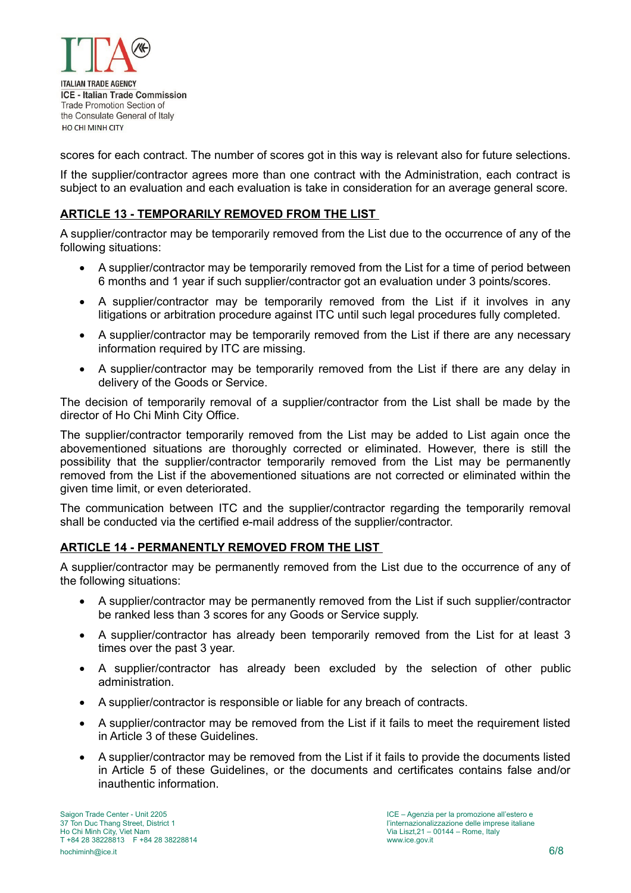scores for each contract. The number of scores got in this way is relevant also for future selections.

If the supplier/contractor agrees more than one contract with the Administration, each contract is subject to an evaluation and each evaluation is take in consideration for an average general score.

## ARTICLE 13 - TEMPORARILY REMOVED FROM THE LIST

A supplier/contractor may be temporarily removed from the List due to the occurrence of any of the following situations:

- A supplier/contractor may be temporarily removed from the List for a time of period between 6 months and 1 year if such supplier/contractor got an evaluation under 3 points/scores.
- A supplier/contractor may be temporarily removed from the List if it involves in any litigations or arbitration procedure against ITC until such legal procedures fully completed.
- A supplier/contractor may be temporarily removed from the List if there are any necessary information required by ITC are missing.
- A supplier/contractor may be temporarily removed from the List if there are any delay in delivery of the Goods or Service.

The decision of temporarily removal of a supplier/contractor from the List shall be made by the director of Ho Chi Minh City Office.

The supplier/contractor temporarily removed from the List may be added to List again once the abovementioned situations are thoroughly corrected or eliminated. However, there is still the possibility that the supplier/contractor temporarily removed from the List may be permanently removed from the List if the abovementioned situations are not corrected or eliminated within the given time limit, or even deteriorated.

The communication between ITC and the supplier/contractor regarding the temporarily removal shall be conducted via the certified e-mail address of the supplier/contractor.

## ARTICLE 14 - PERMANENTLY REMOVED FROM THE LIST

A supplier/contractor may be permanently removed from the List due to the occurrence of any of the following situations:

- A supplier/contractor may be permanently removed from the List if such supplier/contractor be ranked less than 3 scores for any Goods or Service supply.
- A supplier/contractor has already been temporarily removed from the List for at least 3 times over the past 3 year.
- A supplier/contractor has already been excluded by the selection of other public administration.
- A supplier/contractor is responsible or liable for any breach of contracts.
- A supplier/contractor may be removed from the List if it fails to meet the requirement listed in Article 3 of these Guidelines.
- A supplier/contractor may be removed from the List if it fails to provide the documents listed in Article 5 of these Guidelines, or the documents and certificates contains false and/or inauthentic information.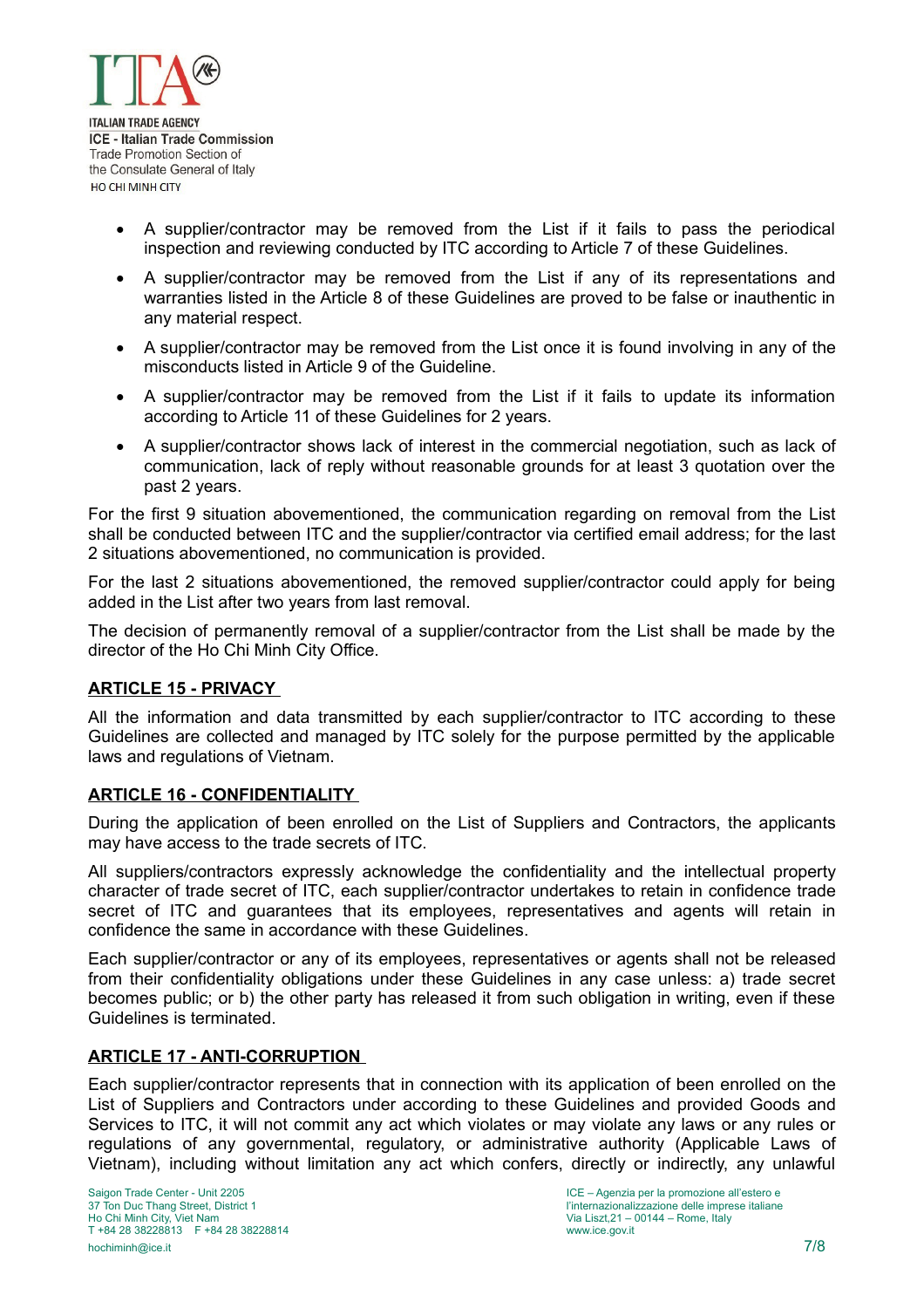- A supplier/contractor may be removed from the List if it fails to pass the periodical inspection and reviewing conducted by ITC according to Article 7 of these Guidelines.
- A supplier/contractor may be removed from the List if any of its representations and warranties listed in the Article 8 of these Guidelines are proved to be false or inauthentic in any material respect.
- A supplier/contractor may be removed from the List once it is found involving in any of the misconducts listed in Article 9 of the Guideline.
- A supplier/contractor may be removed from the List if it fails to update its information according to Article 11 of these Guidelines for 2 years.
- A supplier/contractor shows lack of interest in the commercial negotiation, such as lack of communication, lack of reply without reasonable grounds for at least 3 quotation over the past 2 years.

For the first 9 situation abovementioned, the communication regarding on removal from the List shall be conducted between ITC and the supplier/contractor via certified email address; for the last 2 situations abovementioned, no communication is provided.

For the last 2 situations abovementioned, the removed supplier/contractor could apply for being added in the List after two years from last removal.

The decision of permanently removal of a supplier/contractor from the List shall be made by the director of the Ho Chi Minh City Office.

## ARTICLE 15 - PRIVACY

All the information and data transmitted by each supplier/contractor to ITC according to these Guidelines are collected and managed by ITC solely for the purpose permitted by the applicable laws and regulations of Vietnam.

## ARTICLE 16 - CONFIDENTIALITY

During the application of been enrolled on the List of Suppliers and Contractors, the applicants may have access to the trade secrets of ITC.

All suppliers/contractors expressly acknowledge the confidentiality and the intellectual property character of trade secret of ITC, each supplier/contractor undertakes to retain in confidence trade secret of ITC and guarantees that its employees, representatives and agents will retain in confidence the same in accordance with these Guidelines.

Each supplier/contractor or any of its employees, representatives or agents shall not be released from their confidentiality obligations under these Guidelines in any case unless: a) trade secret becomes public; or b) the other party has released it from such obligation in writing, even if these Guidelines is terminated.

## ARTICLE 17 - ANTI-CORRUPTION

Each supplier/contractor represents that in connection with its application of been enrolled on the List of Suppliers and Contractors under according to these Guidelines and provided Goods and Services to ITC, it will not commit any act which violates or may violate any laws or any rules or regulations of any governmental, regulatory, or administrative authority (Applicable Laws of Vietnam), including without limitation any act which confers, directly or indirectly, any unlawful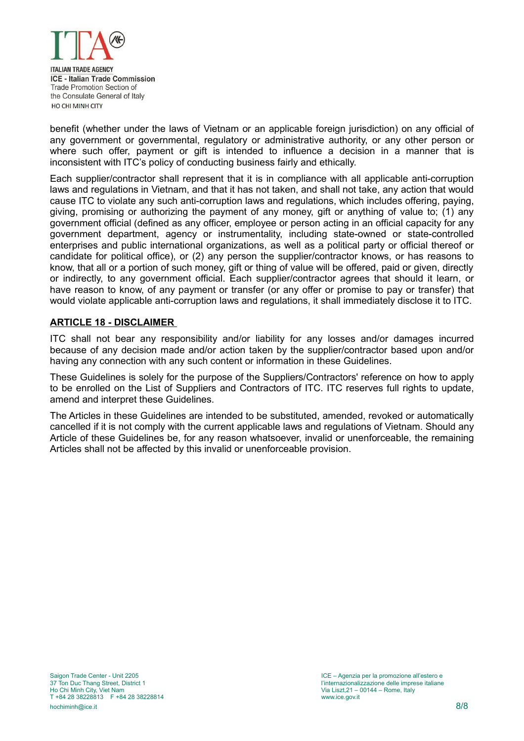benefit (whether under the laws of Vietnam or an applicable foreign jurisdiction) on any official of any government or governmental, regulatory or administrative authority, or any other person or where such offer, payment or gift is intended to influence a decision in a manner that is inconsistent with ITC's policy of conducting business fairly and ethically.

Each supplier/contractor shall represent that it is in compliance with all applicable anti-corruption laws and regulations in Vietnam, and that it has not taken, and shall not take, any action that would cause ITC to violate any such anti-corruption laws and regulations, which includes offering, paying, giving, promising or authorizing the payment of any money, gift or anything of value to; (1) any government official (defined as any officer, employee or person acting in an official capacity for any government department, agency or instrumentality, including state-owned or state-controlled enterprises and public international organizations, as well as a political party or official thereof or candidate for political office), or (2) any person the supplier/contractor knows, or has reasons to know, that all or a portion of such money, gift or thing of value will be offered, paid or given, directly or indirectly, to any government official. Each supplier/contractor agrees that should it learn, or have reason to know, of any payment or transfer (or any offer or promise to pay or transfer) that would violate applicable anti-corruption laws and regulations, it shall immediately disclose it to ITC.

## ARTICLE 18 - DISCLAIMER

ITC shall not bear any responsibility and/or liability for any losses and/or damages incurred because of any decision made and/or action taken by the supplier/contractor based upon and/or having any connection with any such content or information in these Guidelines.

These Guidelines is solely for the purpose of the Suppliers/Contractors' reference on how to apply to be enrolled on the List of Suppliers and Contractors of ITC. ITC reserves full rights to update, amend and interpret these Guidelines.

The Articles in these Guidelines are intended to be substituted, amended, revoked or automatically cancelled if it is not comply with the current applicable laws and regulations of Vietnam. Should any Article of these Guidelines be, for any reason whatsoever, invalid or unenforceable, the remaining Articles shall not be affected by this invalid or unenforceable provision.